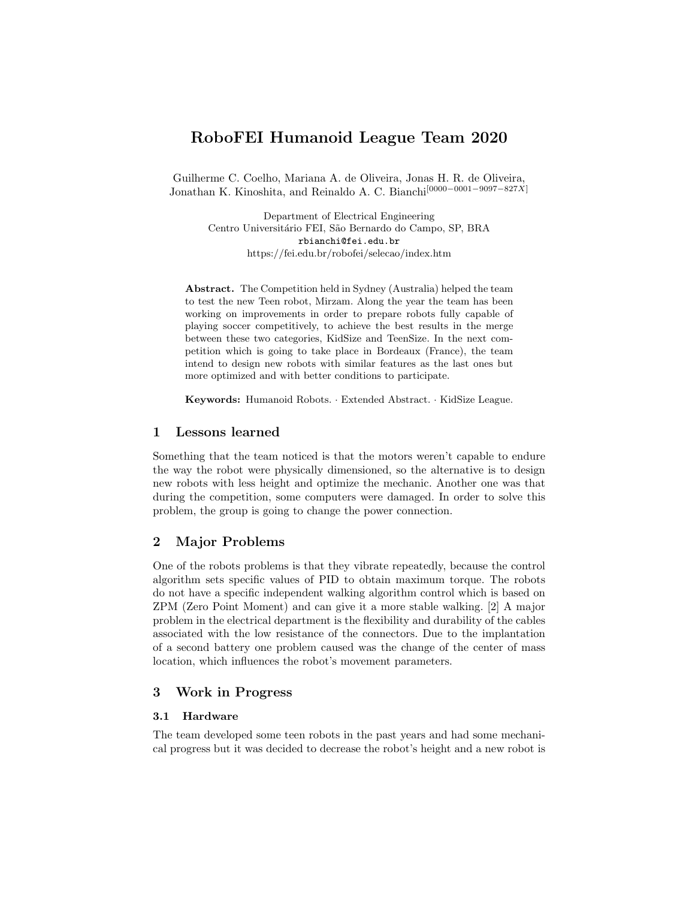# RoboFEI Humanoid League Team 2020

Guilherme C. Coelho, Mariana A. de Oliveira, Jonas H. R. de Oliveira, Jonathan K. Kinoshita, and Reinaldo A. C. Bianchi[0000-0001-9097-827X]

Department of Electrical Engineering
Centro Universitário FEI, São Bernardo do Campo, SP, BRA
rbianchi@fei.edu.br
https://fei.edu.br/robofei/selecao/index.htm

**Abstract.** The Competition held in Sydney (Australia) helped the team to test the new Teen robot, Mirzam. Along the year the team has been working on improvements in order to prepare robots fully capable of playing soccer competitively, to achieve the best results in the merge between these two categories, KidSize and TeenSize. In the next competition which is going to take place in Bordeaux (France), the team intend to design new robots with similar features as the last ones but more optimized and with better conditions to participate.

**Keywords:** Humanoid Robots. · Extended Abstract. · KidSize League.

## 1 Lessons learned

Something that the team noticed is that the motors weren't capable to endure the way the robot were physically dimensioned, so the alternative is to design new robots with less height and optimize the mechanic. Another one was that during the competition, some computers were damaged. In order to solve this problem, the group is going to change the power connection.

## 2 Major Problems

One of the robots problems is that they vibrate repeatedly, because the control algorithm sets specific values of PID to obtain maximum torque. The robots do not have a specific independent walking algorithm control which is based on ZPM (Zero Point Moment) and can give it a more stable walking. [2] A major problem in the electrical department is the flexibility and durability of the cables associated with the low resistance of the connectors. Due to the implantation of a second battery one problem caused was the change of the center of mass location, which influences the robot's movement parameters.

## 3 Work in Progress

### 3.1 Hardware

The team developed some teen robots in the past years and had some mechanical progress but it was decided to decrease the robot's height and a new robot is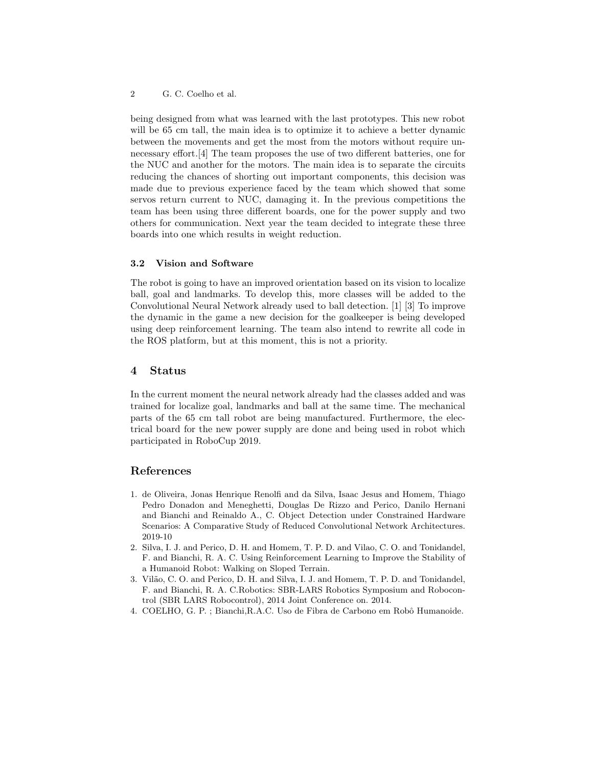being designed from what was learned with the last prototypes. This new robot will be 65 cm tall, the main idea is to optimize it to achieve a better dynamic between the movements and get the most from the motors without require unnecessary effort.[4] The team proposes the use of two different batteries, one for the NUC and another for the motors. The main idea is to separate the circuits reducing the chances of shorting out important components, this decision was made due to previous experience faced by the team which showed that some servos return current to NUC, damaging it. In the previous competitions the team has been using three different boards, one for the power supply and two others for communication. Next year the team decided to integrate these three boards into one which results in weight reduction.

### 3.2 Vision and Software

The robot is going to have an improved orientation based on its vision to localize ball, goal and landmarks. To develop this, more classes will be added to the Convolutional Neural Network already used to ball detection. [1] [3] To improve the dynamic in the game a new decision for the goalkeeper is being developed using deep reinforcement learning. The team also intend to rewrite all code in the ROS platform, but at this moment, this is not a priority.

## 4 Status

In the current moment the neural network already had the classes added and was trained for localize goal, landmarks and ball at the same time. The mechanical parts of the 65 cm tall robot are being manufactured. Furthermore, the electrical board for the new power supply are done and being used in robot which participated in RoboCup 2019.

## References

1. de Oliveira, Jonas Henrique Renolfi and da Silva, Isaac Jesus and Homem, Thiago Pedro Donadon and Meneghetti, Douglas De Rizzo and Perico, Danilo Hernani and Bianchi and Reinaldo A., C. Object Detection under Constrained Hardware Scenarios: A Comparative Study of Reduced Convolutional Network Architectures. 2019-10
2. Silva, I. J. and Perico, D. H. and Homem, T. P. D. and Vilao, C. O. and Tonidandel, F. and Bianchi, R. A. C. Using Reinforcement Learning to Improve the Stability of a Humanoid Robot: Walking on Sloped Terrain.
3. Vilão, C. O. and Perico, D. H. and Silva, I. J. and Homem, T. P. D. and Tonidandel, F. and Bianchi, R. A. C.Robotics: SBR-LARS Robotics Symposium and Robocontrol (SBR LARS Robocontrol), 2014 Joint Conference on. 2014.
4. COELHO, G. P. ; Bianchi,R.A.C. Uso de Fibra de Carbono em Robô Humanoide.